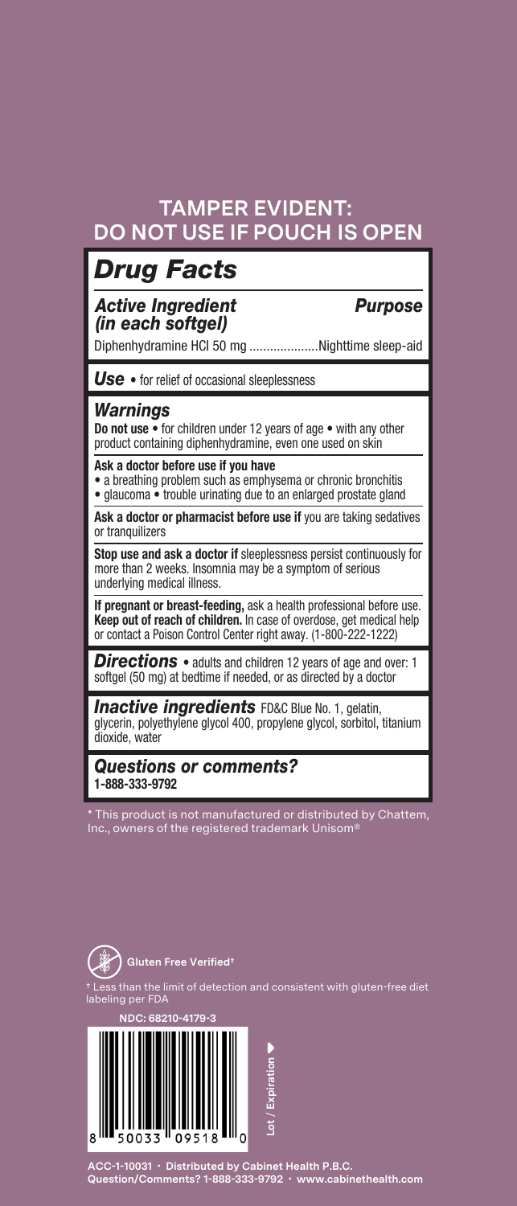**TAMPER EVIDENT: DO NOT USE IF POUCH IS OPEN**

# Drug Facts

| ***Active Ingredient (in each softgel)*** | ***Purpose*** |
| --- | --- |
| Diphenhydramine HCl 50 mg | Nighttime sleep-aid |

***Use*** • for relief of occasional sleeplessness

## *Warnings*

**Do not use** • for children under 12 years of age • with any other product containing diphenhydramine, even one used on skin

**Ask a doctor before use if you have**
- a breathing problem such as emphysema or chronic bronchitis
- glaucoma • trouble urinating due to an enlarged prostate gland

**Ask a doctor or pharmacist before use if** you are taking sedatives or tranquilizers

**Stop use and ask a doctor if** sleeplessness persist continuously for more than 2 weeks. Insomnia may be a symptom of serious underlying medical illness.

**If pregnant or breast-feeding,** ask a health professional before use.
**Keep out of reach of children.** In case of overdose, get medical help or contact a Poison Control Center right away. (1-800-222-1222)

***Directions*** • adults and children 12 years of age and over: 1 softgel (50 mg) at bedtime if needed, or as directed by a doctor

***Inactive ingredients*** FD&C Blue No. 1, gelatin, glycerin, polyethylene glycol 400, propylene glycol, sorbitol, titanium dioxide, water

***Questions or comments?***
**1-888-333-9792**

* This product is not manufactured or distributed by Chattem, Inc., owners of the registered trademark Unisom®

**Gluten Free Verified†**

† Less than the limit of detection and consistent with gluten-free diet labeling per FDA

**NDC: 68210-4179-3**

8 50033 09518 0

Lot / Expiration

ACC-1-10031 · Distributed by Cabinet Health P.B.C.
Question/Comments? 1-888-333-9792 · www.cabinethealth.com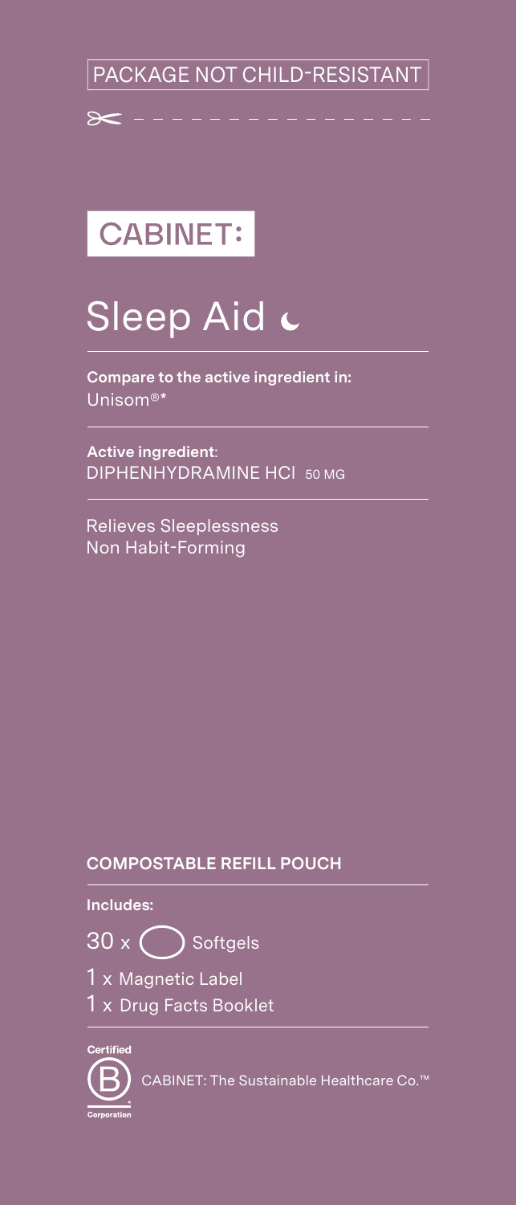PACKAGE NOT CHILD-RESISTANT

# CABINET:

## Sleep Aid

**Compare to the active ingredient in:**
Unisom®*

**Active ingredient:**
DIPHENHYDRAMINE HCl 50 MG

Relieves Sleeplessness
Non Habit-Forming

**COMPOSTABLE REFILL POUCH**

**Includes:**

30 x Softgels

1 x Magnetic Label

1 x Drug Facts Booklet

Certified B Corporation

CABINET: The Sustainable Healthcare Co.™